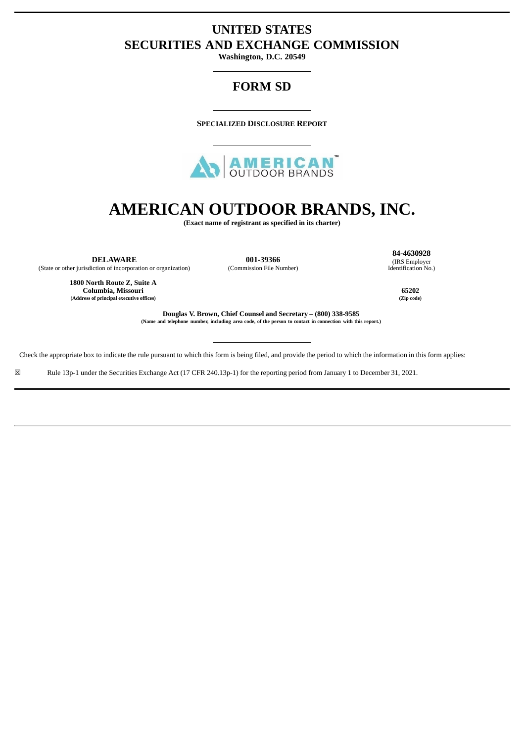# UNITED STATES
# SECURITIES AND EXCHANGE COMMISSION

**Washington, D.C. 20549**

## FORM SD

**SPECIALIZED DISCLOSURE REPORT**

# AMERICAN OUTDOOR BRANDS, INC.

**(Exact name of registrant as specified in its charter)**

| **DELAWARE** | **001-39366** | **84-4630928** |
|---|---|---|
| (State or other jurisdiction of incorporation or organization) | (Commission File Number) | (IRS Employer Identification No.) |

| **1800 North Route Z, Suite A Columbia, Missouri** | **65202** |
|---|---|
| **(Address of principal executive offices)** | **(Zip code)** |

**Douglas V. Brown, Chief Counsel and Secretary – (800) 338-9585**
**(Name and telephone number, including area code, of the person to contact in connection with this report.)**

Check the appropriate box to indicate the rule pursuant to which this form is being filed, and provide the period to which the information in this form applies:

☒ Rule 13p-1 under the Securities Exchange Act (17 CFR 240.13p-1) for the reporting period from January 1 to December 31, 2021.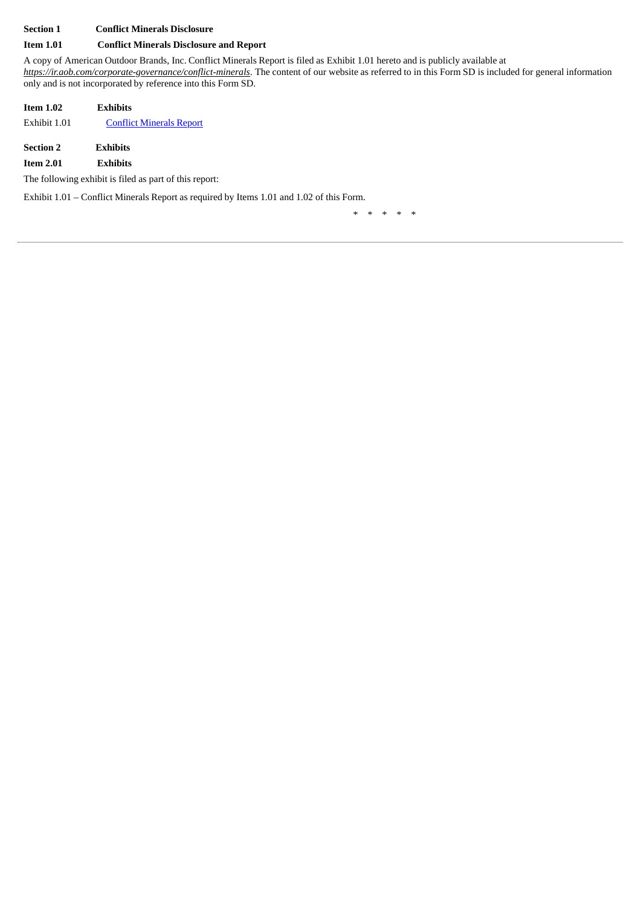**Section 1 Conflict Minerals Disclosure**

**Item 1.01 Conflict Minerals Disclosure and Report**

A copy of American Outdoor Brands, Inc. Conflict Minerals Report is filed as Exhibit 1.01 hereto and is publicly available at *https://ir.aob.com/corporate-governance/conflict-minerals*. The content of our website as referred to in this Form SD is included for general information only and is not incorporated by reference into this Form SD.

**Item 1.02 Exhibits**

Exhibit 1.01 Conflict Minerals Report

**Section 2 Exhibits**

**Item 2.01 Exhibits**

The following exhibit is filed as part of this report:

Exhibit 1.01 – Conflict Minerals Report as required by Items 1.01 and 1.02 of this Form.

\* \* \* \* \*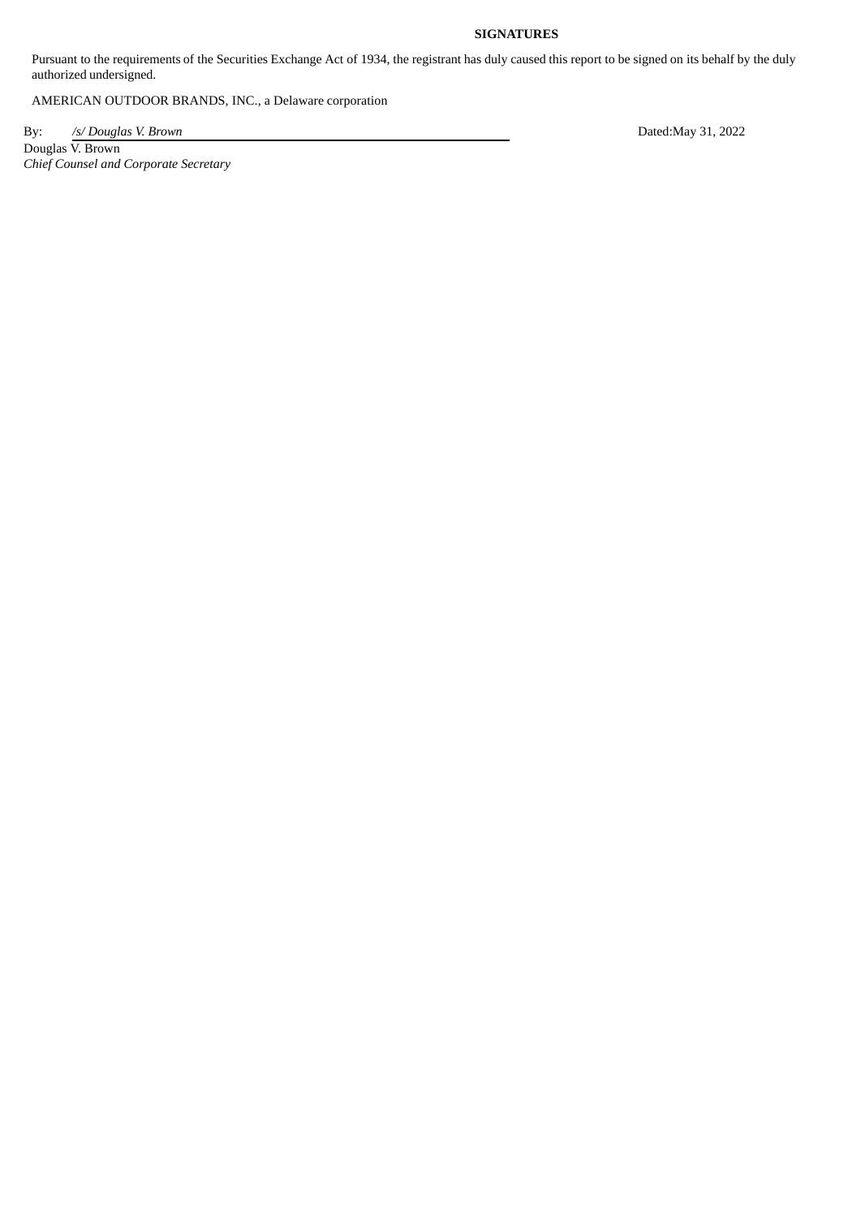**SIGNATURES**

Pursuant to the requirements of the Securities Exchange Act of 1934, the registrant has duly caused this report to be signed on its behalf by the duly authorized undersigned.

AMERICAN OUTDOOR BRANDS, INC., a Delaware corporation

By: *_/s/ Douglas V. Brown_* Dated:May 31, 2022

Douglas V. Brown
*Chief Counsel and Corporate Secretary*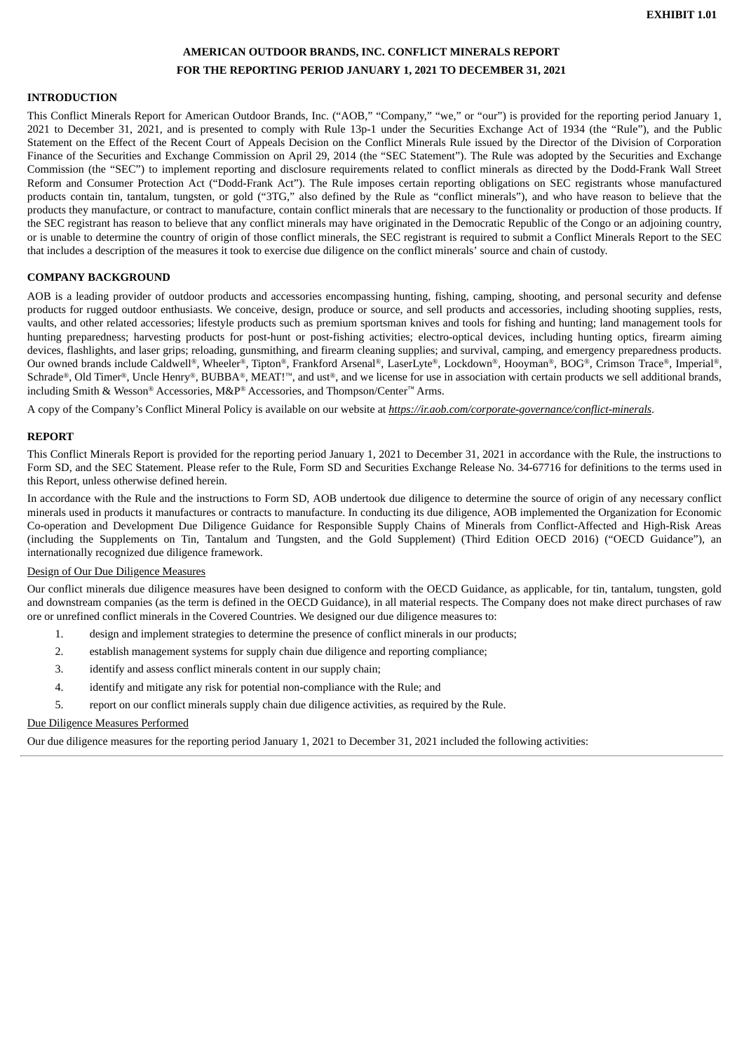**EXHIBIT 1.01**

# AMERICAN OUTDOOR BRANDS, INC. CONFLICT MINERALS REPORT FOR THE REPORTING PERIOD JANUARY 1, 2021 TO DECEMBER 31, 2021

## INTRODUCTION

This Conflict Minerals Report for American Outdoor Brands, Inc. ("AOB," "Company," "we," or "our") is provided for the reporting period January 1, 2021 to December 31, 2021, and is presented to comply with Rule 13p-1 under the Securities Exchange Act of 1934 (the "Rule"), and the Public Statement on the Effect of the Recent Court of Appeals Decision on the Conflict Minerals Rule issued by the Director of the Division of Corporation Finance of the Securities and Exchange Commission on April 29, 2014 (the "SEC Statement"). The Rule was adopted by the Securities and Exchange Commission (the "SEC") to implement reporting and disclosure requirements related to conflict minerals as directed by the Dodd-Frank Wall Street Reform and Consumer Protection Act ("Dodd-Frank Act"). The Rule imposes certain reporting obligations on SEC registrants whose manufactured products contain tin, tantalum, tungsten, or gold ("3TG," also defined by the Rule as "conflict minerals"), and who have reason to believe that the products they manufacture, or contract to manufacture, contain conflict minerals that are necessary to the functionality or production of those products. If the SEC registrant has reason to believe that any conflict minerals may have originated in the Democratic Republic of the Congo or an adjoining country, or is unable to determine the country of origin of those conflict minerals, the SEC registrant is required to submit a Conflict Minerals Report to the SEC that includes a description of the measures it took to exercise due diligence on the conflict minerals' source and chain of custody.

## COMPANY BACKGROUND

AOB is a leading provider of outdoor products and accessories encompassing hunting, fishing, camping, shooting, and personal security and defense products for rugged outdoor enthusiasts. We conceive, design, produce or source, and sell products and accessories, including shooting supplies, rests, vaults, and other related accessories; lifestyle products such as premium sportsman knives and tools for fishing and hunting; land management tools for hunting preparedness; harvesting products for post-hunt or post-fishing activities; electro-optical devices, including hunting optics, firearm aiming devices, flashlights, and laser grips; reloading, gunsmithing, and firearm cleaning supplies; and survival, camping, and emergency preparedness products. Our owned brands include Caldwell®, Wheeler®, Tipton®, Frankford Arsenal®, LaserLyte®, Lockdown®, Hooyman®, BOG®, Crimson Trace®, Imperial®, Schrade®, Old Timer®, Uncle Henry®, BUBBA®, MEAT!™, and ust®, and we license for use in association with certain products we sell additional brands, including Smith & Wesson® Accessories, M&P® Accessories, and Thompson/Center™ Arms.

A copy of the Company's Conflict Mineral Policy is available on our website at *https://ir.aob.com/corporate-governance/conflict-minerals*.

## REPORT

This Conflict Minerals Report is provided for the reporting period January 1, 2021 to December 31, 2021 in accordance with the Rule, the instructions to Form SD, and the SEC Statement. Please refer to the Rule, Form SD and Securities Exchange Release No. 34-67716 for definitions to the terms used in this Report, unless otherwise defined herein.

In accordance with the Rule and the instructions to Form SD, AOB undertook due diligence to determine the source of origin of any necessary conflict minerals used in products it manufactures or contracts to manufacture. In conducting its due diligence, AOB implemented the Organization for Economic Co-operation and Development Due Diligence Guidance for Responsible Supply Chains of Minerals from Conflict-Affected and High-Risk Areas (including the Supplements on Tin, Tantalum and Tungsten, and the Gold Supplement) (Third Edition OECD 2016) ("OECD Guidance"), an internationally recognized due diligence framework.

Design of Our Due Diligence Measures

Our conflict minerals due diligence measures have been designed to conform with the OECD Guidance, as applicable, for tin, tantalum, tungsten, gold and downstream companies (as the term is defined in the OECD Guidance), in all material respects. The Company does not make direct purchases of raw ore or unrefined conflict minerals in the Covered Countries. We designed our due diligence measures to:

1. design and implement strategies to determine the presence of conflict minerals in our products;
2. establish management systems for supply chain due diligence and reporting compliance;
3. identify and assess conflict minerals content in our supply chain;
4. identify and mitigate any risk for potential non-compliance with the Rule; and
5. report on our conflict minerals supply chain due diligence activities, as required by the Rule.

Due Diligence Measures Performed

Our due diligence measures for the reporting period January 1, 2021 to December 31, 2021 included the following activities: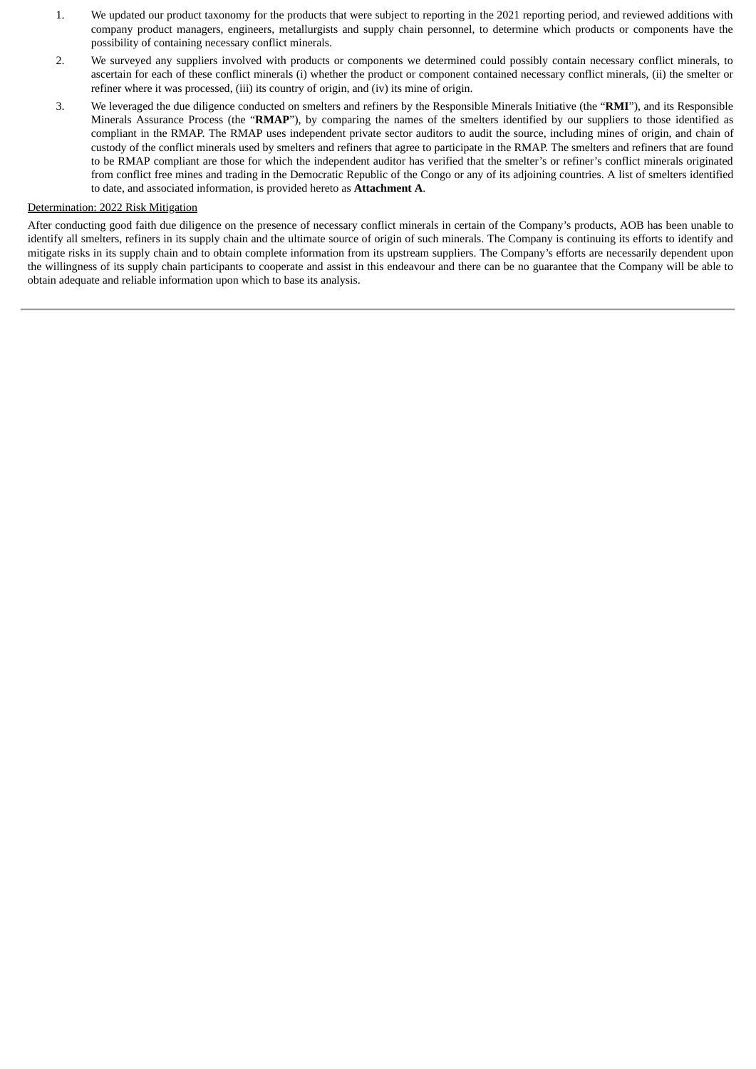1. We updated our product taxonomy for the products that were subject to reporting in the 2021 reporting period, and reviewed additions with company product managers, engineers, metallurgists and supply chain personnel, to determine which products or components have the possibility of containing necessary conflict minerals.
2. We surveyed any suppliers involved with products or components we determined could possibly contain necessary conflict minerals, to ascertain for each of these conflict minerals (i) whether the product or component contained necessary conflict minerals, (ii) the smelter or refiner where it was processed, (iii) its country of origin, and (iv) its mine of origin.
3. We leveraged the due diligence conducted on smelters and refiners by the Responsible Minerals Initiative (the "**RMI**"), and its Responsible Minerals Assurance Process (the "**RMAP**"), by comparing the names of the smelters identified by our suppliers to those identified as compliant in the RMAP. The RMAP uses independent private sector auditors to audit the source, including mines of origin, and chain of custody of the conflict minerals used by smelters and refiners that agree to participate in the RMAP. The smelters and refiners that are found to be RMAP compliant are those for which the independent auditor has verified that the smelter's or refiner's conflict minerals originated from conflict free mines and trading in the Democratic Republic of the Congo or any of its adjoining countries. A list of smelters identified to date, and associated information, is provided hereto as **Attachment A**.

<u>Determination: 2022 Risk Mitigation</u>

After conducting good faith due diligence on the presence of necessary conflict minerals in certain of the Company's products, AOB has been unable to identify all smelters, refiners in its supply chain and the ultimate source of origin of such minerals. The Company is continuing its efforts to identify and mitigate risks in its supply chain and to obtain complete information from its upstream suppliers. The Company's efforts are necessarily dependent upon the willingness of its supply chain participants to cooperate and assist in this endeavour and there can be no guarantee that the Company will be able to obtain adequate and reliable information upon which to base its analysis.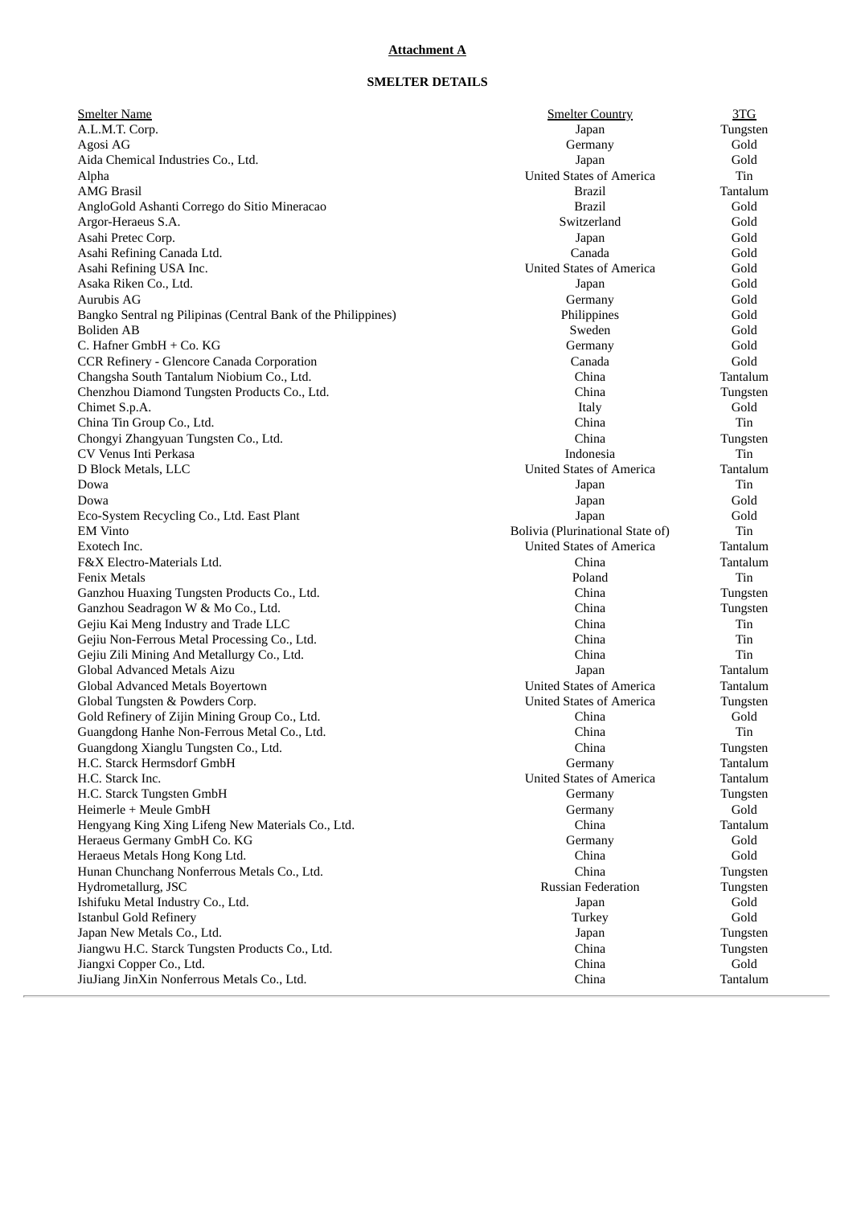**Attachment A**

**SMELTER DETAILS**

| Smelter Name | Smelter Country | 3TG |
|---|---|---|
| A.L.M.T. Corp. | Japan | Tungsten |
| Agosi AG | Germany | Gold |
| Aida Chemical Industries Co., Ltd. | Japan | Gold |
| Alpha | United States of America | Tin |
| AMG Brasil | Brazil | Tantalum |
| AngloGold Ashanti Corrego do Sitio Mineracao | Brazil | Gold |
| Argor-Heraeus S.A. | Switzerland | Gold |
| Asahi Pretec Corp. | Japan | Gold |
| Asahi Refining Canada Ltd. | Canada | Gold |
| Asahi Refining USA Inc. | United States of America | Gold |
| Asaka Riken Co., Ltd. | Japan | Gold |
| Aurubis AG | Germany | Gold |
| Bangko Sentral ng Pilipinas (Central Bank of the Philippines) | Philippines | Gold |
| Boliden AB | Sweden | Gold |
| C. Hafner GmbH + Co. KG | Germany | Gold |
| CCR Refinery - Glencore Canada Corporation | Canada | Gold |
| Changsha South Tantalum Niobium Co., Ltd. | China | Tantalum |
| Chenzhou Diamond Tungsten Products Co., Ltd. | China | Tungsten |
| Chimet S.p.A. | Italy | Gold |
| China Tin Group Co., Ltd. | China | Tin |
| Chongyi Zhangyuan Tungsten Co., Ltd. | China | Tungsten |
| CV Venus Inti Perkasa | Indonesia | Tin |
| D Block Metals, LLC | United States of America | Tantalum |
| Dowa | Japan | Tin |
| Dowa | Japan | Gold |
| Eco-System Recycling Co., Ltd. East Plant | Japan | Gold |
| EM Vinto | Bolivia (Plurinational State of) | Tin |
| Exotech Inc. | United States of America | Tantalum |
| F&X Electro-Materials Ltd. | China | Tantalum |
| Fenix Metals | Poland | Tin |
| Ganzhou Huaxing Tungsten Products Co., Ltd. | China | Tungsten |
| Ganzhou Seadragon W & Mo Co., Ltd. | China | Tungsten |
| Gejiu Kai Meng Industry and Trade LLC | China | Tin |
| Gejiu Non-Ferrous Metal Processing Co., Ltd. | China | Tin |
| Gejiu Zili Mining And Metallurgy Co., Ltd. | China | Tin |
| Global Advanced Metals Aizu | Japan | Tantalum |
| Global Advanced Metals Boyertown | United States of America | Tantalum |
| Global Tungsten & Powders Corp. | United States of America | Tungsten |
| Gold Refinery of Zijin Mining Group Co., Ltd. | China | Gold |
| Guangdong Hanhe Non-Ferrous Metal Co., Ltd. | China | Tin |
| Guangdong Xianglu Tungsten Co., Ltd. | China | Tungsten |
| H.C. Starck Hermsdorf GmbH | Germany | Tantalum |
| H.C. Starck Inc. | United States of America | Tantalum |
| H.C. Starck Tungsten GmbH | Germany | Tungsten |
| Heimerle + Meule GmbH | Germany | Gold |
| Hengyang King Xing Lifeng New Materials Co., Ltd. | China | Tantalum |
| Heraeus Germany GmbH Co. KG | Germany | Gold |
| Heraeus Metals Hong Kong Ltd. | China | Gold |
| Hunan Chunchang Nonferrous Metals Co., Ltd. | China | Tungsten |
| Hydrometallurg, JSC | Russian Federation | Tungsten |
| Ishifuku Metal Industry Co., Ltd. | Japan | Gold |
| Istanbul Gold Refinery | Turkey | Gold |
| Japan New Metals Co., Ltd. | Japan | Tungsten |
| Jiangwu H.C. Starck Tungsten Products Co., Ltd. | China | Tungsten |
| Jiangxi Copper Co., Ltd. | China | Gold |
| JiuJiang JinXin Nonferrous Metals Co., Ltd. | China | Tantalum |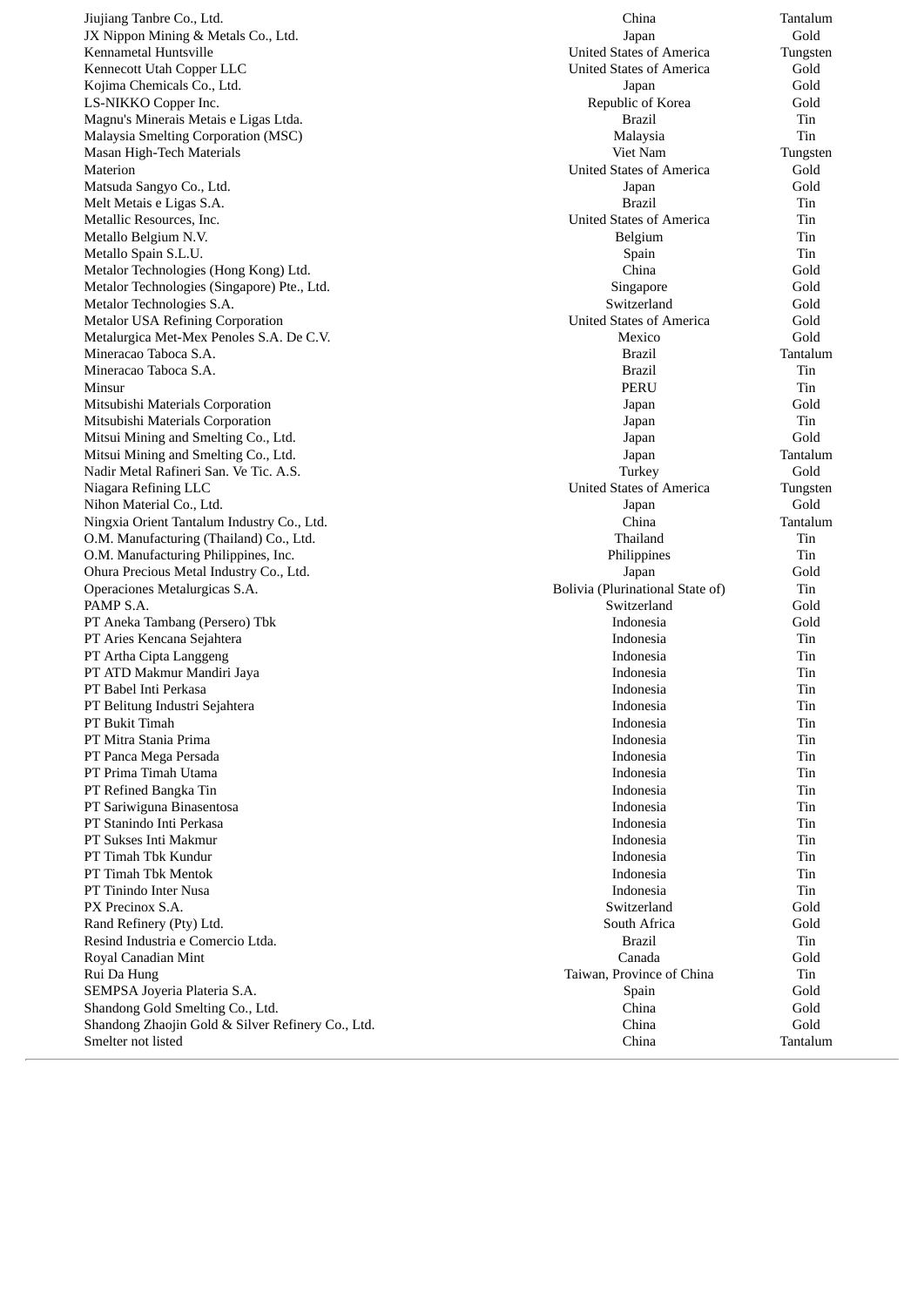| | | |
|---|---|---|
| Jiujiang Tanbre Co., Ltd. | China | Tantalum |
| JX Nippon Mining & Metals Co., Ltd. | Japan | Gold |
| Kennametal Huntsville | United States of America | Tungsten |
| Kennecott Utah Copper LLC | United States of America | Gold |
| Kojima Chemicals Co., Ltd. | Japan | Gold |
| LS-NIKKO Copper Inc. | Republic of Korea | Gold |
| Magnu's Minerais Metais e Ligas Ltda. | Brazil | Tin |
| Malaysia Smelting Corporation (MSC) | Malaysia | Tin |
| Masan High-Tech Materials | Viet Nam | Tungsten |
| Materion | United States of America | Gold |
| Matsuda Sangyo Co., Ltd. | Japan | Gold |
| Melt Metais e Ligas S.A. | Brazil | Tin |
| Metallic Resources, Inc. | United States of America | Tin |
| Metallo Belgium N.V. | Belgium | Tin |
| Metallo Spain S.L.U. | Spain | Tin |
| Metalor Technologies (Hong Kong) Ltd. | China | Gold |
| Metalor Technologies (Singapore) Pte., Ltd. | Singapore | Gold |
| Metalor Technologies S.A. | Switzerland | Gold |
| Metalor USA Refining Corporation | United States of America | Gold |
| Metalurgica Met-Mex Penoles S.A. De C.V. | Mexico | Gold |
| Mineracao Taboca S.A. | Brazil | Tantalum |
| Mineracao Taboca S.A. | Brazil | Tin |
| Minsur | PERU | Tin |
| Mitsubishi Materials Corporation | Japan | Gold |
| Mitsubishi Materials Corporation | Japan | Tin |
| Mitsui Mining and Smelting Co., Ltd. | Japan | Gold |
| Mitsui Mining and Smelting Co., Ltd. | Japan | Tantalum |
| Nadir Metal Rafineri San. Ve Tic. A.S. | Turkey | Gold |
| Niagara Refining LLC | United States of America | Tungsten |
| Nihon Material Co., Ltd. | Japan | Gold |
| Ningxia Orient Tantalum Industry Co., Ltd. | China | Tantalum |
| O.M. Manufacturing (Thailand) Co., Ltd. | Thailand | Tin |
| O.M. Manufacturing Philippines, Inc. | Philippines | Tin |
| Ohura Precious Metal Industry Co., Ltd. | Japan | Gold |
| Operaciones Metalurgicas S.A. | Bolivia (Plurinational State of) | Tin |
| PAMP S.A. | Switzerland | Gold |
| PT Aneka Tambang (Persero) Tbk | Indonesia | Gold |
| PT Aries Kencana Sejahtera | Indonesia | Tin |
| PT Artha Cipta Langgeng | Indonesia | Tin |
| PT ATD Makmur Mandiri Jaya | Indonesia | Tin |
| PT Babel Inti Perkasa | Indonesia | Tin |
| PT Belitung Industri Sejahtera | Indonesia | Tin |
| PT Bukit Timah | Indonesia | Tin |
| PT Mitra Stania Prima | Indonesia | Tin |
| PT Panca Mega Persada | Indonesia | Tin |
| PT Prima Timah Utama | Indonesia | Tin |
| PT Refined Bangka Tin | Indonesia | Tin |
| PT Sariwiguna Binasentosa | Indonesia | Tin |
| PT Stanindo Inti Perkasa | Indonesia | Tin |
| PT Sukses Inti Makmur | Indonesia | Tin |
| PT Timah Tbk Kundur | Indonesia | Tin |
| PT Timah Tbk Mentok | Indonesia | Tin |
| PT Tinindo Inter Nusa | Indonesia | Tin |
| PX Precinox S.A. | Switzerland | Gold |
| Rand Refinery (Pty) Ltd. | South Africa | Gold |
| Resind Industria e Comercio Ltda. | Brazil | Tin |
| Royal Canadian Mint | Canada | Gold |
| Rui Da Hung | Taiwan, Province of China | Tin |
| SEMPSA Joyeria Plateria S.A. | Spain | Gold |
| Shandong Gold Smelting Co., Ltd. | China | Gold |
| Shandong Zhaojin Gold & Silver Refinery Co., Ltd. | China | Gold |
| Smelter not listed | China | Tantalum |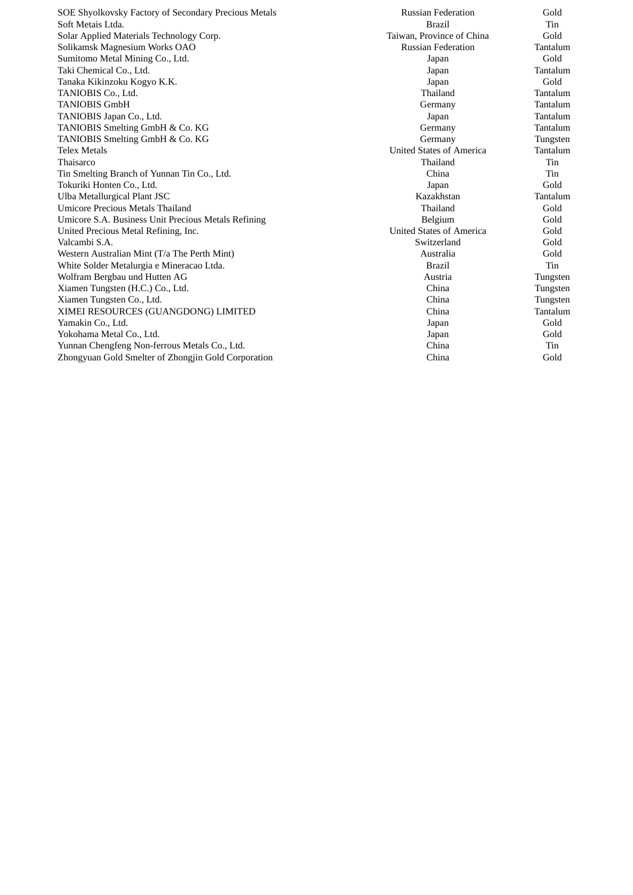| | | |
|---|---|---|
| SOE Shyolkovsky Factory of Secondary Precious Metals | Russian Federation | Gold |
| Soft Metais Ltda. | Brazil | Tin |
| Solar Applied Materials Technology Corp. | Taiwan, Province of China | Gold |
| Solikamsk Magnesium Works OAO | Russian Federation | Tantalum |
| Sumitomo Metal Mining Co., Ltd. | Japan | Gold |
| Taki Chemical Co., Ltd. | Japan | Tantalum |
| Tanaka Kikinzoku Kogyo K.K. | Japan | Gold |
| TANIOBIS Co., Ltd. | Thailand | Tantalum |
| TANIOBIS GmbH | Germany | Tantalum |
| TANIOBIS Japan Co., Ltd. | Japan | Tantalum |
| TANIOBIS Smelting GmbH & Co. KG | Germany | Tantalum |
| TANIOBIS Smelting GmbH & Co. KG | Germany | Tungsten |
| Telex Metals | United States of America | Tantalum |
| Thaisarco | Thailand | Tin |
| Tin Smelting Branch of Yunnan Tin Co., Ltd. | China | Tin |
| Tokuriki Honten Co., Ltd. | Japan | Gold |
| Ulba Metallurgical Plant JSC | Kazakhstan | Tantalum |
| Umicore Precious Metals Thailand | Thailand | Gold |
| Umicore S.A. Business Unit Precious Metals Refining | Belgium | Gold |
| United Precious Metal Refining, Inc. | United States of America | Gold |
| Valcambi S.A. | Switzerland | Gold |
| Western Australian Mint (T/a The Perth Mint) | Australia | Gold |
| White Solder Metalurgia e Mineracao Ltda. | Brazil | Tin |
| Wolfram Bergbau und Hutten AG | Austria | Tungsten |
| Xiamen Tungsten (H.C.) Co., Ltd. | China | Tungsten |
| Xiamen Tungsten Co., Ltd. | China | Tungsten |
| XIMEI RESOURCES (GUANGDONG) LIMITED | China | Tantalum |
| Yamakin Co., Ltd. | Japan | Gold |
| Yokohama Metal Co., Ltd. | Japan | Gold |
| Yunnan Chengfeng Non-ferrous Metals Co., Ltd. | China | Tin |
| Zhongyuan Gold Smelter of Zhongjin Gold Corporation | China | Gold |